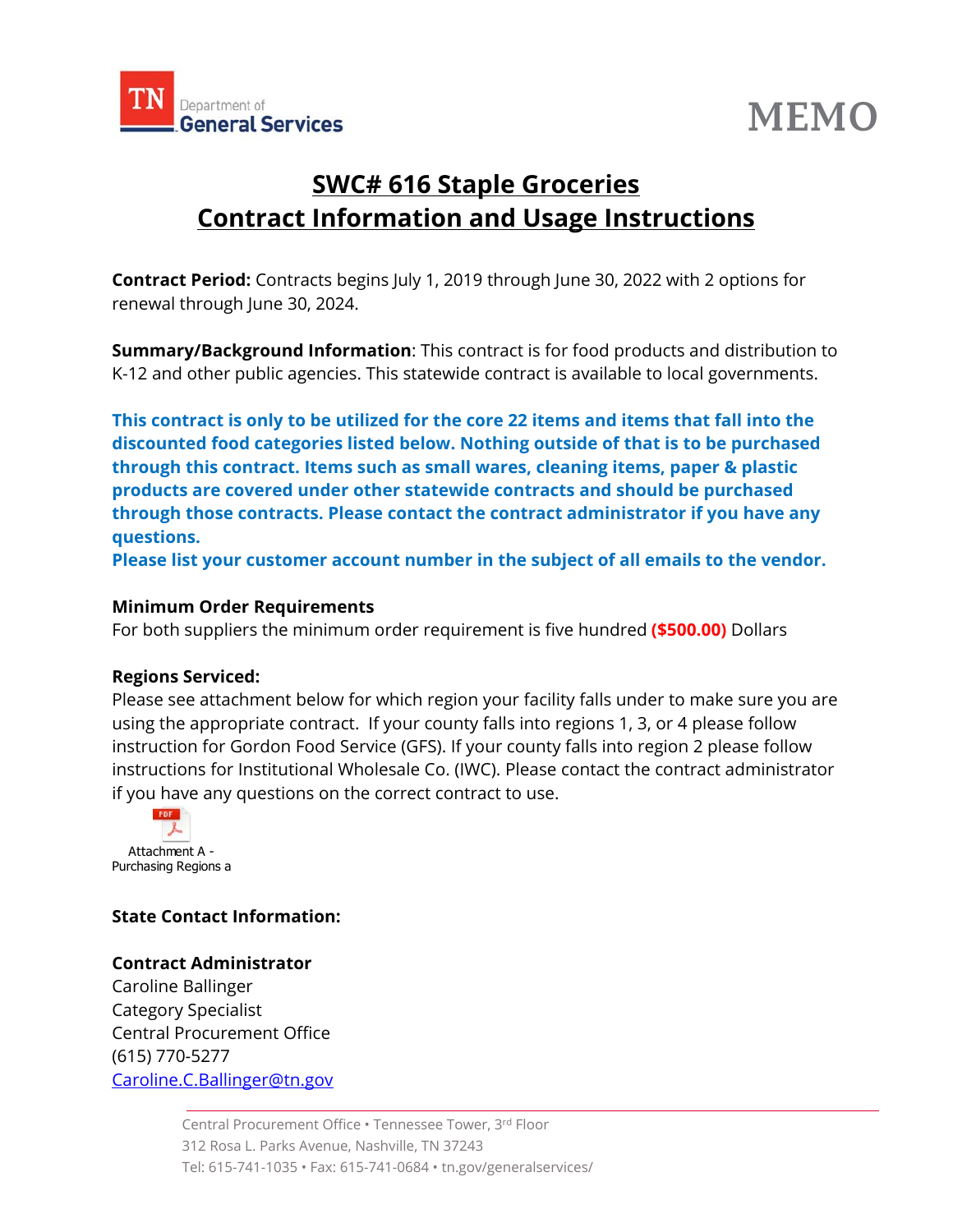# MEMO

## SWC# 616 Staple Groceries
## Contract Information and Usage Instructions

**Contract Period:** Contracts begins July 1, 2019 through June 30, 2022 with 2 options for renewal through June 30, 2024.

**Summary/Background Information**: This contract is for food products and distribution to K-12 and other public agencies. This statewide contract is available to local governments.

**This contract is only to be utilized for the core 22 items and items that fall into the discounted food categories listed below. Nothing outside of that is to be purchased through this contract. Items such as small wares, cleaning items, paper & plastic products are covered under other statewide contracts and should be purchased through those contracts. Please contact the contract administrator if you have any questions.**
**Please list your customer account number in the subject of all emails to the vendor.**

**Minimum Order Requirements**
For both suppliers the minimum order requirement is five hundred **($500.00)** Dollars

**Regions Serviced:**
Please see attachment below for which region your facility falls under to make sure you are using the appropriate contract. If your county falls into regions 1, 3, or 4 please follow instruction for Gordon Food Service (GFS). If your county falls into region 2 please follow instructions for Institutional Wholesale Co. (IWC). Please contact the contract administrator if you have any questions on the correct contract to use.

Attachment A - Purchasing Regions a

**State Contact Information:**

**Contract Administrator**
Caroline Ballinger
Category Specialist
Central Procurement Office
(615) 770-5277
Caroline.C.Ballinger@tn.gov

Central Procurement Office • Tennessee Tower, 3rd Floor
312 Rosa L. Parks Avenue, Nashville, TN 37243
Tel: 615-741-1035 • Fax: 615-741-0684 • tn.gov/generalservices/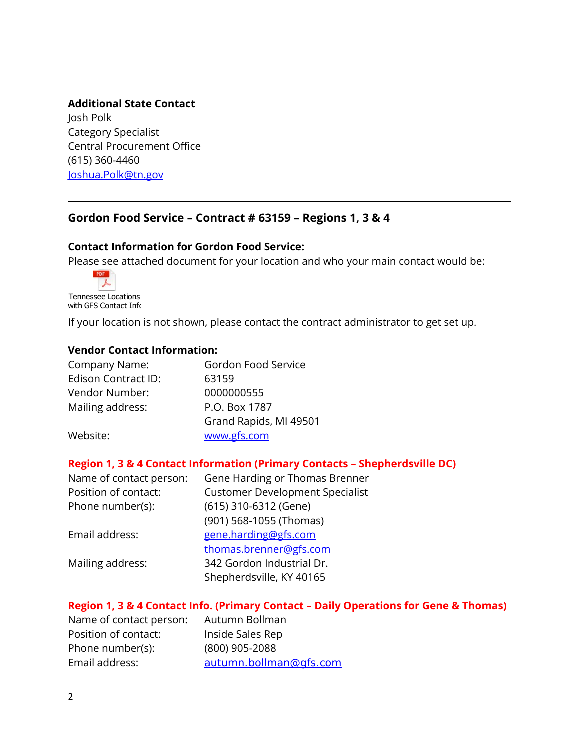**Additional State Contact**
Josh Polk
Category Specialist
Central Procurement Office
(615) 360-4460
Joshua.Polk@tn.gov

---

## Gordon Food Service – Contract # 63159 – Regions 1, 3 & 4

**Contact Information for Gordon Food Service:**
Please see attached document for your location and who your main contact would be:

Tennessee Locations with GFS Contact Info

If your location is not shown, please contact the contract administrator to get set up.

**Vendor Contact Information:**

| | |
|---|---|
| Company Name: | Gordon Food Service |
| Edison Contract ID: | 63159 |
| Vendor Number: | 0000000555 |
| Mailing address: | P.O. Box 1787<br>Grand Rapids, MI 49501 |
| Website: | www.gfs.com |

**Region 1, 3 & 4 Contact Information (Primary Contacts – Shepherdsville DC)**

| | |
|---|---|
| Name of contact person: | Gene Harding or Thomas Brenner |
| Position of contact: | Customer Development Specialist |
| Phone number(s): | (615) 310-6312 (Gene)<br>(901) 568-1055 (Thomas) |
| Email address: | gene.harding@gfs.com<br>thomas.brenner@gfs.com |
| Mailing address: | 342 Gordon Industrial Dr.<br>Shepherdsville, KY 40165 |

**Region 1, 3 & 4 Contact Info. (Primary Contact – Daily Operations for Gene & Thomas)**

| | |
|---|---|
| Name of contact person: | Autumn Bollman |
| Position of contact: | Inside Sales Rep |
| Phone number(s): | (800) 905-2088 |
| Email address: | autumn.bollman@gfs.com |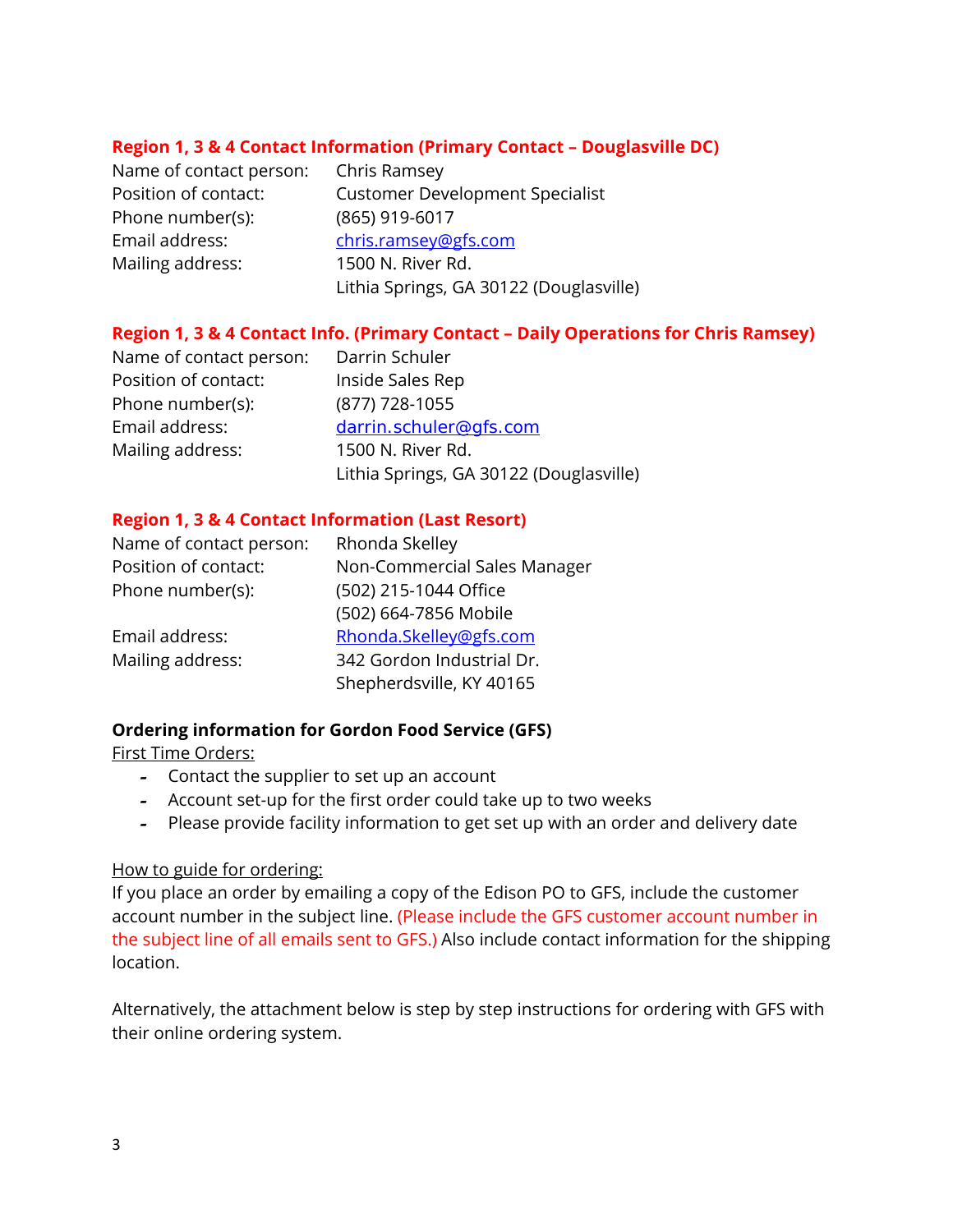### Region 1, 3 & 4 Contact Information (Primary Contact – Douglasville DC)

| | |
|---|---|
| Name of contact person: | Chris Ramsey |
| Position of contact: | Customer Development Specialist |
| Phone number(s): | (865) 919-6017 |
| Email address: | chris.ramsey@gfs.com |
| Mailing address: | 1500 N. River Rd.<br>Lithia Springs, GA 30122 (Douglasville) |

### Region 1, 3 & 4 Contact Info. (Primary Contact – Daily Operations for Chris Ramsey)

| | |
|---|---|
| Name of contact person: | Darrin Schuler |
| Position of contact: | Inside Sales Rep |
| Phone number(s): | (877) 728-1055 |
| Email address: | darrin.schuler@gfs.com |
| Mailing address: | 1500 N. River Rd.<br>Lithia Springs, GA 30122 (Douglasville) |

### Region 1, 3 & 4 Contact Information (Last Resort)

| | |
|---|---|
| Name of contact person: | Rhonda Skelley |
| Position of contact: | Non-Commercial Sales Manager |
| Phone number(s): | (502) 215-1044 Office<br>(502) 664-7856 Mobile |
| Email address: | Rhonda.Skelley@gfs.com |
| Mailing address: | 342 Gordon Industrial Dr.<br>Shepherdsville, KY 40165 |

### Ordering information for Gordon Food Service (GFS)

First Time Orders:

- Contact the supplier to set up an account
- Account set-up for the first order could take up to two weeks
- Please provide facility information to get set up with an order and delivery date

How to guide for ordering:

If you place an order by emailing a copy of the Edison PO to GFS, include the customer account number in the subject line. (Please include the GFS customer account number in the subject line of all emails sent to GFS.) Also include contact information for the shipping location.

Alternatively, the attachment below is step by step instructions for ordering with GFS with their online ordering system.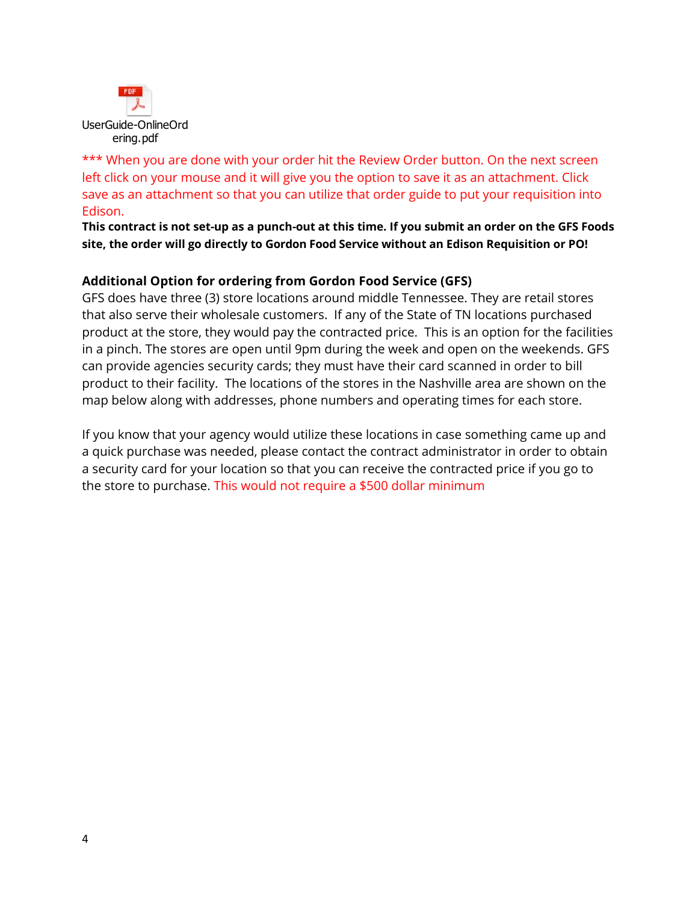UserGuide-OnlineOrdering.pdf

*** When you are done with your order hit the Review Order button. On the next screen left click on your mouse and it will give you the option to save it as an attachment. Click save as an attachment so that you can utilize that order guide to put your requisition into Edison.

**This contract is not set-up as a punch-out at this time. If you submit an order on the GFS Foods site, the order will go directly to Gordon Food Service without an Edison Requisition or PO!**

**Additional Option for ordering from Gordon Food Service (GFS)**

GFS does have three (3) store locations around middle Tennessee. They are retail stores that also serve their wholesale customers. If any of the State of TN locations purchased product at the store, they would pay the contracted price. This is an option for the facilities in a pinch. The stores are open until 9pm during the week and open on the weekends. GFS can provide agencies security cards; they must have their card scanned in order to bill product to their facility. The locations of the stores in the Nashville area are shown on the map below along with addresses, phone numbers and operating times for each store.

If you know that your agency would utilize these locations in case something came up and a quick purchase was needed, please contact the contract administrator in order to obtain a security card for your location so that you can receive the contracted price if you go to the store to purchase. This would not require a $500 dollar minimum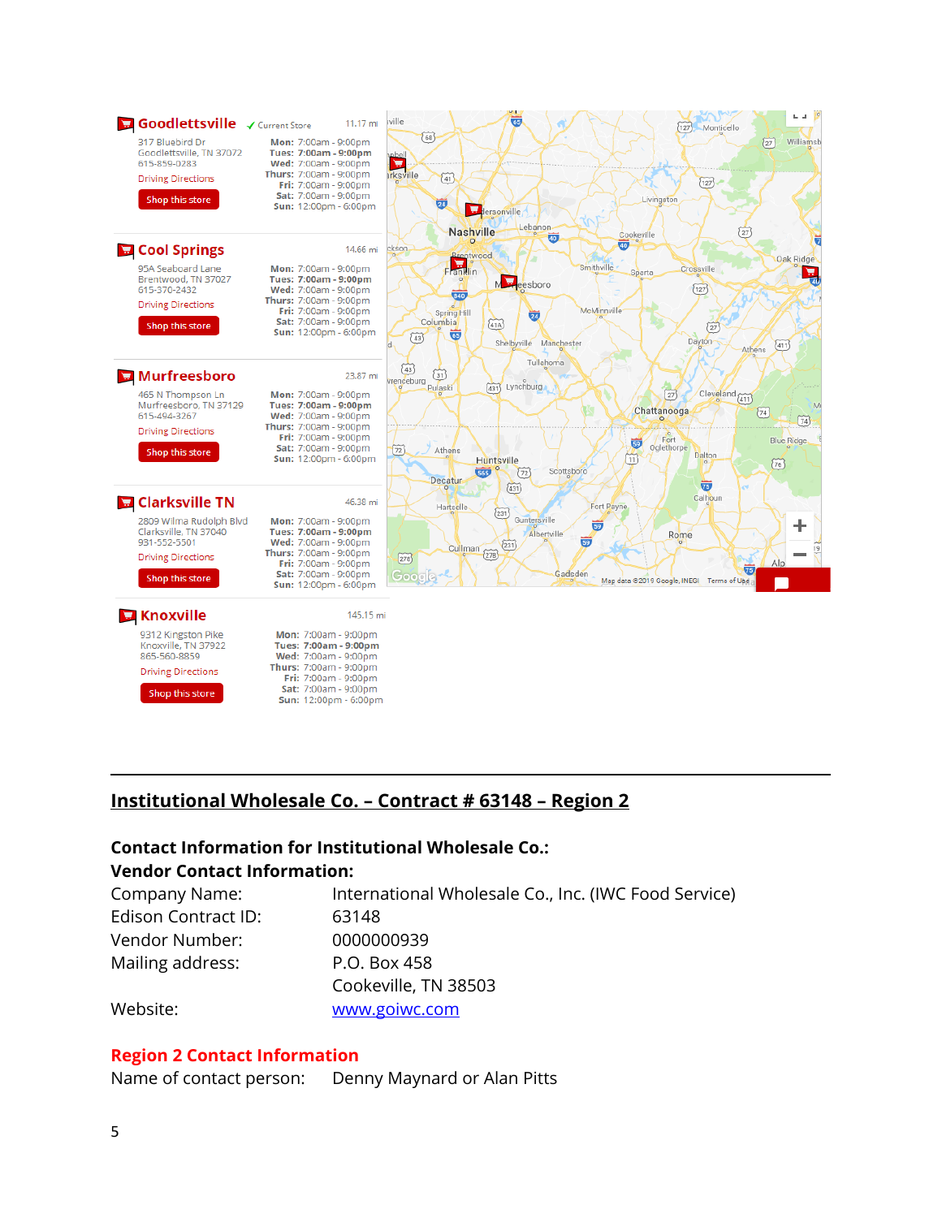## Goodlettsville

✓ Current Store — 11.17 mi

317 Bluebird Dr
Goodlettsville, TN 37072
615-859-0283

Driving Directions

Shop this store

**Mon:** 7:00am - 9:00pm
**Tues:** 7:00am - 9:00pm
**Wed:** 7:00am - 9:00pm
**Thurs:** 7:00am - 9:00pm
**Fri:** 7:00am - 9:00pm
**Sat:** 7:00am - 9:00pm
**Sun:** 12:00pm - 6:00pm

## Cool Springs

14.66 mi

95A Seaboard Lane
Brentwood, TN 37027
615-370-2432

Driving Directions

Shop this store

**Mon:** 7:00am - 9:00pm
**Tues:** 7:00am - 9:00pm
**Wed:** 7:00am - 9:00pm
**Thurs:** 7:00am - 9:00pm
**Fri:** 7:00am - 9:00pm
**Sat:** 7:00am - 9:00pm
**Sun:** 12:00pm - 6:00pm

## Murfreesboro

23.87 mi

465 N Thompson Ln
Murfreesboro, TN 37129
615-494-3267

Driving Directions

Shop this store

**Mon:** 7:00am - 9:00pm
**Tues:** 7:00am - 9:00pm
**Wed:** 7:00am - 9:00pm
**Thurs:** 7:00am - 9:00pm
**Fri:** 7:00am - 9:00pm
**Sat:** 7:00am - 9:00pm
**Sun:** 12:00pm - 6:00pm

## Clarksville TN

46.38 mi

2809 Wilma Rudolph Blvd
Clarksville, TN 37040
931-552-5501

Driving Directions

Shop this store

**Mon:** 7:00am - 9:00pm
**Tues:** 7:00am - 9:00pm
**Wed:** 7:00am - 9:00pm
**Thurs:** 7:00am - 9:00pm
**Fri:** 7:00am - 9:00pm
**Sat:** 7:00am - 9:00pm
**Sun:** 12:00pm - 6:00pm

## Knoxville

145.15 mi

9312 Kingston Pike
Knoxville, TN 37922
865-560-8859

Driving Directions

Shop this store

**Mon:** 7:00am - 9:00pm
**Tues:** 7:00am - 9:00pm
**Wed:** 7:00am - 9:00pm
**Thurs:** 7:00am - 9:00pm
**Fri:** 7:00am - 9:00pm
**Sat:** 7:00am - 9:00pm
**Sun:** 12:00pm - 6:00pm

---

## Institutional Wholesale Co. – Contract # 63148 – Region 2

**Contact Information for Institutional Wholesale Co.:**
**Vendor Contact Information:**

| | |
|---|---|
| Company Name: | International Wholesale Co., Inc. (IWC Food Service) |
| Edison Contract ID: | 63148 |
| Vendor Number: | 0000000939 |
| Mailing address: | P.O. Box 458<br>Cookeville, TN 38503 |
| Website: | www.goiwc.com |

### Region 2 Contact Information

| | |
|---|---|
| Name of contact person: | Denny Maynard or Alan Pitts |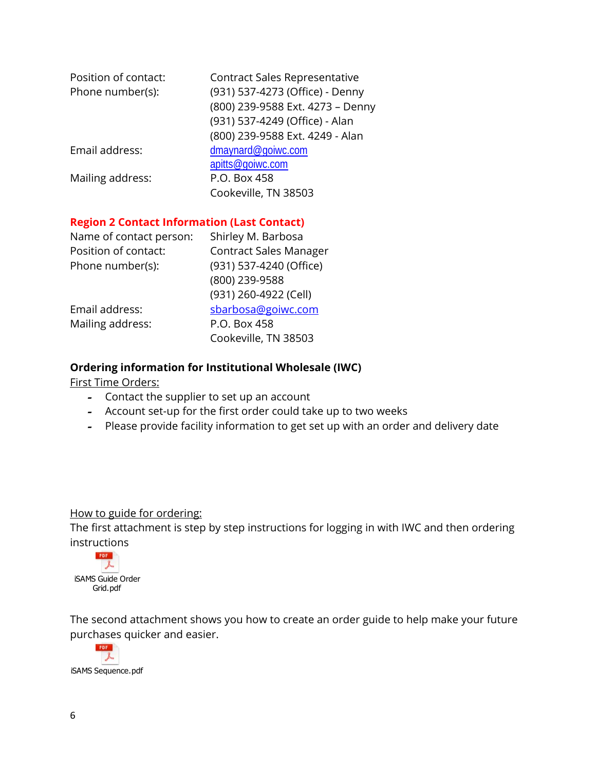Position of contact: Contract Sales Representative

Phone number(s):
(931) 537-4273 (Office) - Denny
(800) 239-9588 Ext. 4273 – Denny
(931) 537-4249 (Office) - Alan
(800) 239-9588 Ext. 4249 - Alan

Email address:
dmaynard@goiwc.com
apitts@goiwc.com

Mailing address:
P.O. Box 458
Cookeville, TN 38503

**Region 2 Contact Information (Last Contact)**

Name of contact person: Shirley M. Barbosa

Position of contact: Contract Sales Manager

Phone number(s):
(931) 537-4240 (Office)
(800) 239-9588
(931) 260-4922 (Cell)

Email address: sbarbosa@goiwc.com

Mailing address:
P.O. Box 458
Cookeville, TN 38503

**Ordering information for Institutional Wholesale (IWC)**

First Time Orders:

- Contact the supplier to set up an account
- Account set-up for the first order could take up to two weeks
- Please provide facility information to get set up with an order and delivery date

How to guide for ordering:

The first attachment is step by step instructions for logging in with IWC and then ordering instructions

iSAMS Guide Order Grid.pdf

The second attachment shows you how to create an order guide to help make your future purchases quicker and easier.

iSAMS Sequence.pdf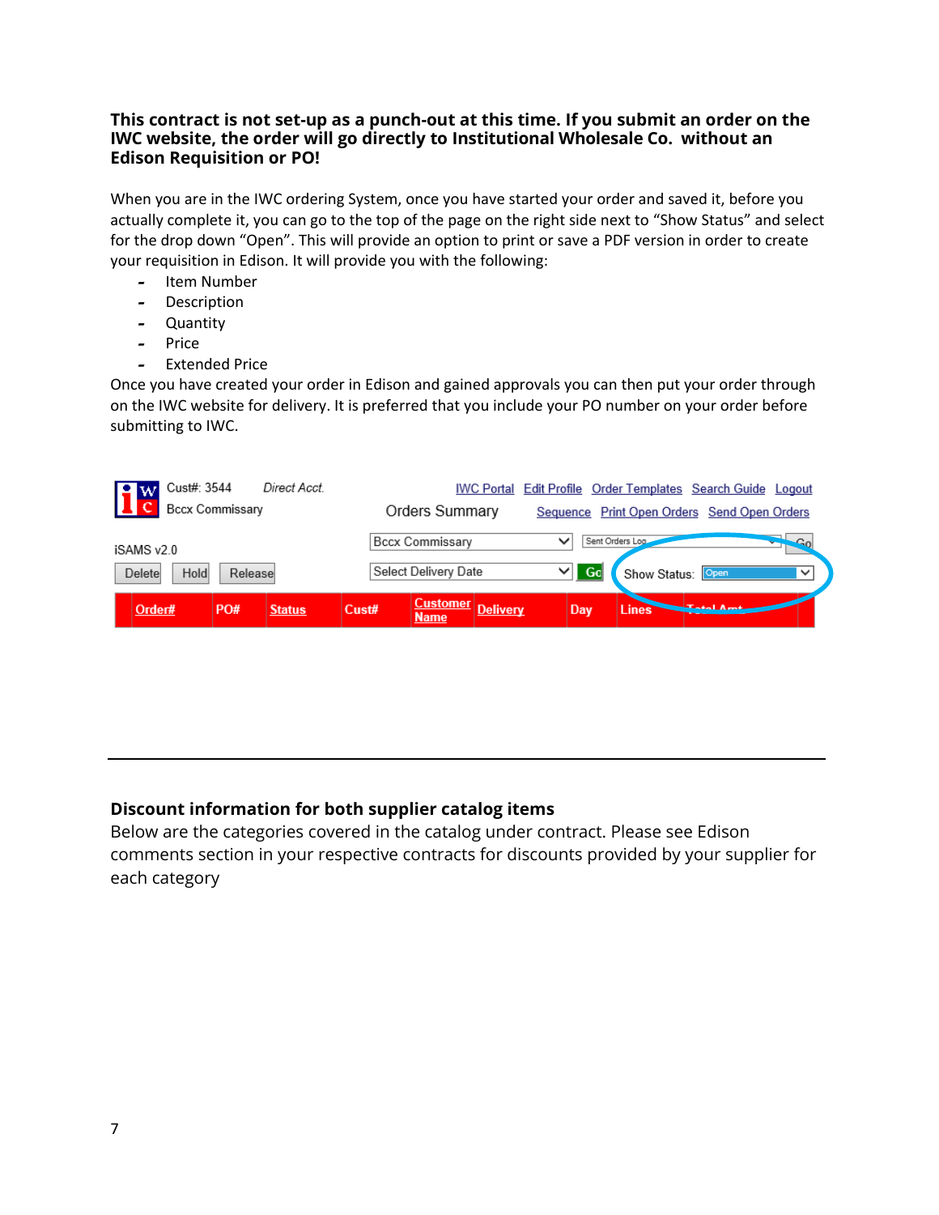**This contract is not set-up as a punch-out at this time. If you submit an order on the IWC website, the order will go directly to Institutional Wholesale Co. without an Edison Requisition or PO!**

When you are in the IWC ordering System, once you have started your order and saved it, before you actually complete it, you can go to the top of the page on the right side next to "Show Status" and select for the drop down "Open". This will provide an option to print or save a PDF version in order to create your requisition in Edison. It will provide you with the following:

- Item Number
- Description
- Quantity
- Price
- Extended Price

Once you have created your order in Edison and gained approvals you can then put your order through on the IWC website for delivery. It is preferred that you include your PO number on your order before submitting to IWC.

---

**Discount information for both supplier catalog items**

Below are the categories covered in the catalog under contract. Please see Edison comments section in your respective contracts for discounts provided by your supplier for each category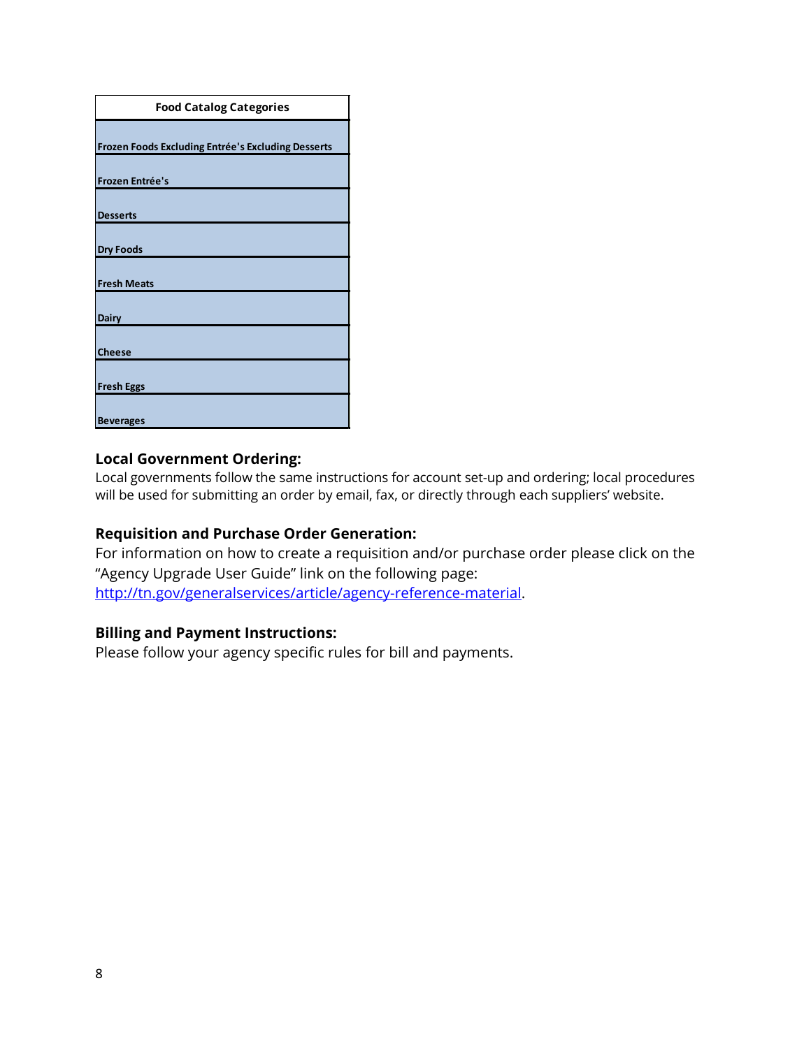| Food Catalog Categories |
| --- |
| Frozen Foods Excluding Entrée's Excluding Desserts |
| Frozen Entrée's |
| Desserts |
| Dry Foods |
| Fresh Meats |
| Dairy |
| Cheese |
| Fresh Eggs |
| Beverages |

### Local Government Ordering:

Local governments follow the same instructions for account set-up and ordering; local procedures will be used for submitting an order by email, fax, or directly through each suppliers' website.

### Requisition and Purchase Order Generation:

For information on how to create a requisition and/or purchase order please click on the "Agency Upgrade User Guide" link on the following page: [http://tn.gov/generalservices/article/agency-reference-material](http://tn.gov/generalservices/article/agency-reference-material).

### Billing and Payment Instructions:

Please follow your agency specific rules for bill and payments.